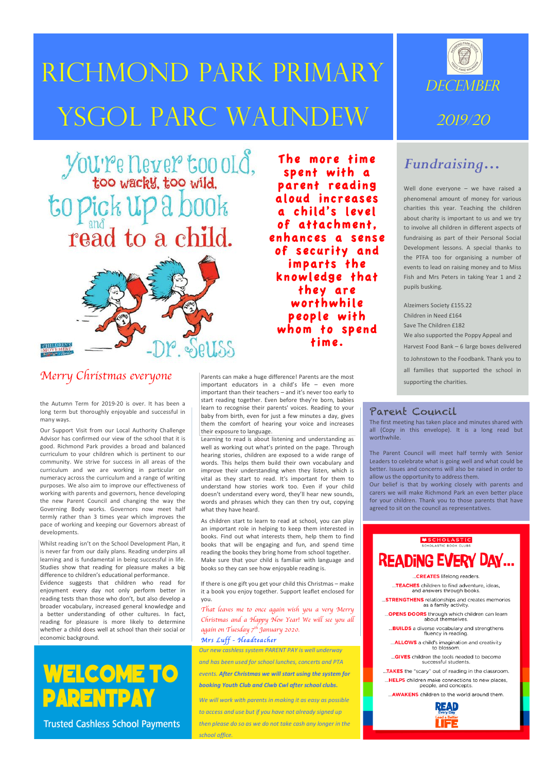# RICHMOND PARK PRIMARY
# YSGOL PARC WAUNDEW

DECEMBER

2019/20

You're never too old, too wacky, too wild, to pick up a book and read to a child.

-Dr. Seuss

**The more time spent with a parent reading aloud increases a child's level of attachment, enhances a sense of security and imparts the knowledge that they are worthwhile people with whom to spend time.**

## Fundraising…

Well done everyone – we have raised a phenomenal amount of money for various charities this year. Teaching the children about charity is important to us and we try to involve all children in different aspects of fundraising as part of their Personal Social Development lessons. A special thanks to the PTFA too for organising a number of events to lead on raising money and to Miss Fish and Mrs Peters in taking Year 1 and 2 pupils busking.

Alzeimers Society £155.22

Children in Need £164

Save The Children £182

We also supported the Poppy Appeal and Harvest Food Bank – 6 large boxes delivered to Johnstown to the Foodbank. Thank you to all families that supported the school in supporting the charities.

## Merry Christmas everyone

the Autumn Term for 2019-20 is over. It has been a long term but thoroughly enjoyable and successful in many ways.

Our Support Visit from our Local Authority Challenge Advisor has confirmed our view of the school that it is good. Richmond Park provides a broad and balanced curriculum to your children which is pertinent to our community. We strive for success in all areas of the curriculum and we are working in particular on numeracy across the curriculum and a range of writing purposes. We also aim to improve our effectiveness of working with parents and governors, hence developing the new Parent Council and changing the way the Governing Body works. Governors now meet half termly rather than 3 times year which improves the pace of working and keeping our Governors abreast of developments.

Whilst reading isn't on the School Development Plan, it is never far from our daily plans. Reading underpins all learning and is fundamental in being successful in life. Studies show that reading for pleasure makes a big difference to children's educational performance. Evidence suggests that children who read for enjoyment every day not only perform better in reading tests than those who don't, but also develop a broader vocabulary, increased general knowledge and a better understanding of other cultures. In fact, reading for pleasure is more likely to determine whether a child does well at school than their social or economic background.

Parents can make a huge difference! Parents are the most important educators in a child's life – even more important than their teachers – and it's never too early to start reading together. Even before they're born, babies learn to recognise their parents' voices. Reading to your baby from birth, even for just a few minutes a day, gives them the comfort of hearing your voice and increases their exposure to language.

Learning to read is about listening and understanding as well as working out what's printed on the page. Through hearing stories, children are exposed to a wide range of words. This helps them build their own vocabulary and improve their understanding when they listen, which is vital as they start to read. It's important for them to understand how stories work too. Even if your child doesn't understand every word, they'll hear new sounds, words and phrases which they can then try out, copying what they have heard.

As children start to learn to read at school, you can play an important role in helping to keep them interested in books. Find out what interests them, help them to find books that will be engaging and fun, and spend time reading the books they bring home from school together. Make sure that your child is familiar with language and books so they can see how enjoyable reading is.

If there is one gift you get your child this Christmas – make it a book you enjoy together. Support leaflet enclosed for you.

*That leaves me to once again wish you a very Merry Christmas and a Happy New Year! We will see you all again on Tuesday 7th January 2020.*

*Mrs Luff - Headteacher*

## Parent Council

The first meeting has taken place and minutes shared with all (Copy in this envelope). It is a long read but worthwhile.

The Parent Council will meet half termly with Senior Leaders to celebrate what is going well and what could be better. Issues and concerns will also be raised in order to allow us the opportunity to address them.

Our belief is that by working closely with parents and carers we will make Richmond Park an even better place for your children. Thank you to those parents that have agreed to sit on the council as representatives.

## WELCOME TO PARENTPAY

Trusted Cashless School Payments

*Our new cashless system PARENT PAY is well underway and has been used for school lunches, concerts and PTA events. **After Christmas we will start using the system for booking Youth Club and Clwb Cwl after school clubs.***

*We will work with parents in making it as easy as possible to access and use but if you have not already signed up then please do so as we do not take cash any longer in the school office.*

SCHOLASTIC
SCHOLASTIC BOOK CLUBS

## READING EVERY DAY…

…**CREATES** lifelong readers.

…**TEACHES** children to find adventure, ideas, and answers through books.

…**STRENGTHENS** relationships and creates memories as a family activity.

…**OPENS DOORS** through which children can learn about themselves.

…**BUILDS** a diverse vocabulary and strengthens fluency in reading.

…**ALLOWS** a child's imagination and creativity to blossom.

…**GIVES** children the tools needed to become successful students.

…**TAKES** the "scary" out of reading in the classroom.

…**HELPS** children make connections to new places, people, and concepts.

…**AWAKENS** children to the world around them.

READ Every Day Lead a Better LIFE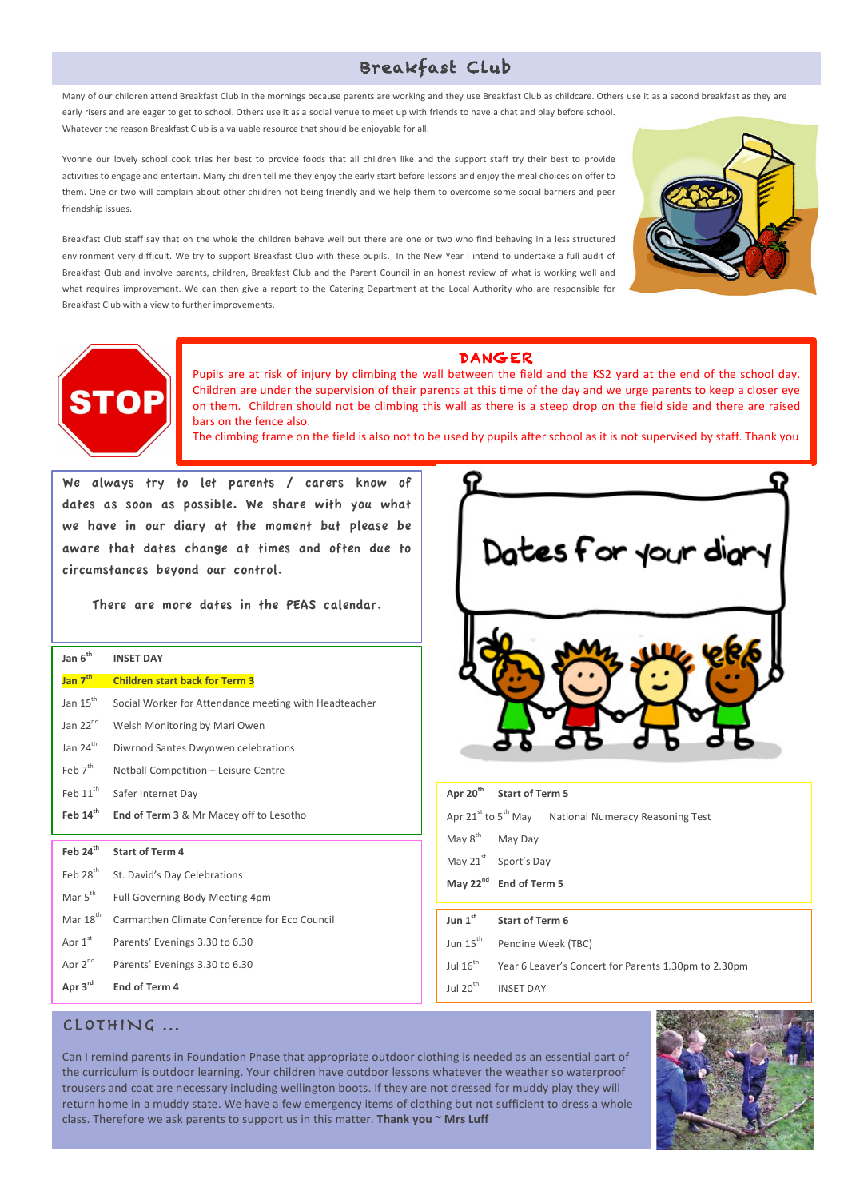# Breakfast Club

Many of our children attend Breakfast Club in the mornings because parents are working and they use Breakfast Club as childcare. Others use it as a second breakfast as they are early risers and are eager to get to school. Others use it as a social venue to meet up with friends to have a chat and play before school. Whatever the reason Breakfast Club is a valuable resource that should be enjoyable for all.

Yvonne our lovely school cook tries her best to provide foods that all children like and the support staff try their best to provide activities to engage and entertain. Many children tell me they enjoy the early start before lessons and enjoy the meal choices on offer to them. One or two will complain about other children not being friendly and we help them to overcome some social barriers and peer friendship issues.

Breakfast Club staff say that on the whole the children behave well but there are one or two who find behaving in a less structured environment very difficult. We try to support Breakfast Club with these pupils. In the New Year I intend to undertake a full audit of Breakfast Club and involve parents, children, Breakfast Club and the Parent Council in an honest review of what is working well and what requires improvement. We can then give a report to the Catering Department at the Local Authority who are responsible for Breakfast Club with a view to further improvements.

## DANGER

Pupils are at risk of injury by climbing the wall between the field and the KS2 yard at the end of the school day. Children are under the supervision of their parents at this time of the day and we urge parents to keep a closer eye on them. Children should not be climbing this wall as there is a steep drop on the field side and there are raised bars on the fence also.

The climbing frame on the field is also not to be used by pupils after school as it is not supervised by staff. Thank you

## Dates for your diary

We always try to let parents / carers know of dates as soon as possible. We share with you what we have in our diary at the moment but please be aware that dates change at times and often due to circumstances beyond our control.

There are more dates in the PEAS calendar.

| | |
|---|---|
| **Jan 6th** | **INSET DAY** |
| **Jan 7th** | **Children start back for Term 3** |
| Jan 15th | Social Worker for Attendance meeting with Headteacher |
| Jan 22nd | Welsh Monitoring by Mari Owen |
| Jan 24th | Diwrnod Santes Dwynwen celebrations |
| Feb 7th | Netball Competition – Leisure Centre |
| Feb 11th | Safer Internet Day |
| **Feb 14th** | **End of Term 3** & Mr Macey off to Lesotho |

| | |
|---|---|
| **Feb 24th** | **Start of Term 4** |
| Feb 28th | St. David's Day Celebrations |
| Mar 5th | Full Governing Body Meeting 4pm |
| Mar 18th | Carmarthen Climate Conference for Eco Council |
| Apr 1st | Parents' Evenings 3.30 to 6.30 |
| Apr 2nd | Parents' Evenings 3.30 to 6.30 |
| **Apr 3rd** | **End of Term 4** |

| | |
|---|---|
| **Apr 20th** | **Start of Term 5** |
| Apr 21st to 5th May | National Numeracy Reasoning Test |
| May 8th | May Day |
| May 21st | Sport's Day |
| **May 22nd** | **End of Term 5** |

| | |
|---|---|
| **Jun 1st** | **Start of Term 6** |
| Jun 15th | Pendine Week (TBC) |
| Jul 16th | Year 6 Leaver's Concert for Parents 1.30pm to 2.30pm |
| Jul 20th | INSET DAY |

## CLOTHING …

Can I remind parents in Foundation Phase that appropriate outdoor clothing is needed as an essential part of the curriculum is outdoor learning. Your children have outdoor lessons whatever the weather so waterproof trousers and coat are necessary including wellington boots. If they are not dressed for muddy play they will return home in a muddy state. We have a few emergency items of clothing but not sufficient to dress a whole class. Therefore we ask parents to support us in this matter. **Thank you ~ Mrs Luff**